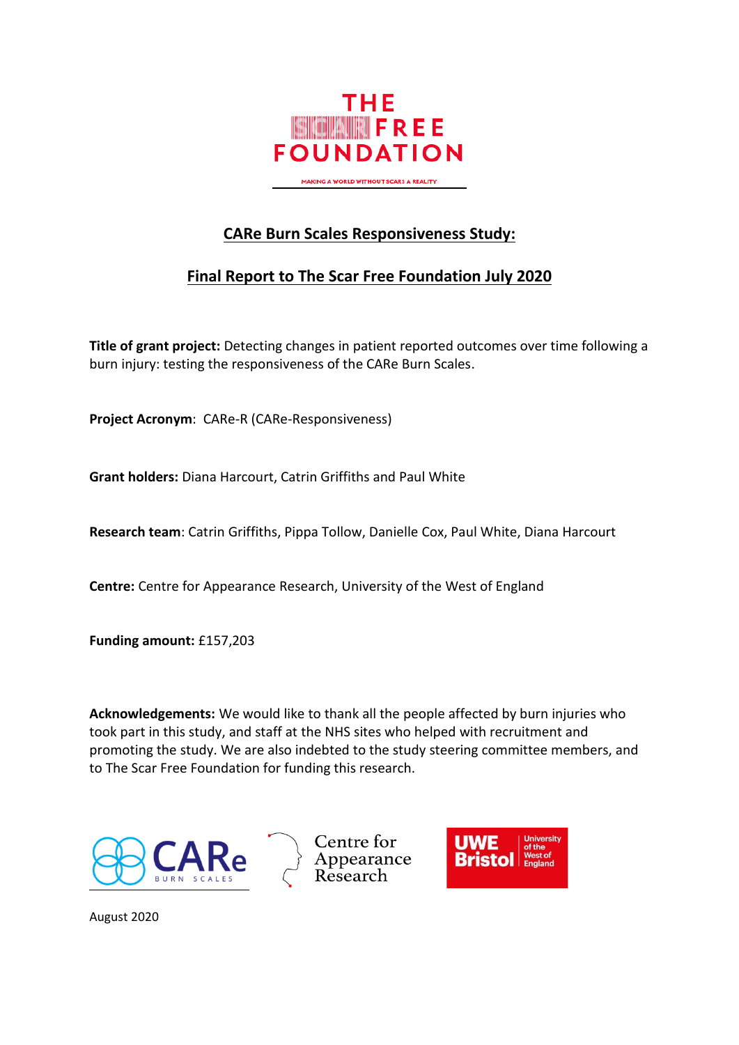THE SCAR FREE FOUNDATION

MAKING A WORLD WITHOUT SCARS A REALITY

# CARe Burn Scales Responsiveness Study:

# Final Report to The Scar Free Foundation July 2020

**Title of grant project:** Detecting changes in patient reported outcomes over time following a burn injury: testing the responsiveness of the CARe Burn Scales.

**Project Acronym**: CARe-R (CARe-Responsiveness)

**Grant holders:** Diana Harcourt, Catrin Griffiths and Paul White

**Research team**: Catrin Griffiths, Pippa Tollow, Danielle Cox, Paul White, Diana Harcourt

**Centre:** Centre for Appearance Research, University of the West of England

**Funding amount:** £157,203

**Acknowledgements:** We would like to thank all the people affected by burn injuries who took part in this study, and staff at the NHS sites who helped with recruitment and promoting the study. We are also indebted to the study steering committee members, and to The Scar Free Foundation for funding this research.

CARe BURN SCALES

Centre for Appearance Research

UWE Bristol University of the West of England

August 2020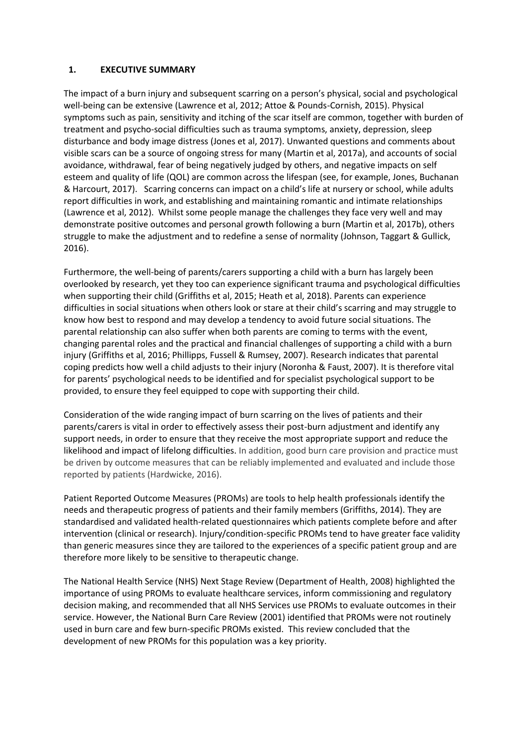## 1. EXECUTIVE SUMMARY

The impact of a burn injury and subsequent scarring on a person's physical, social and psychological well-being can be extensive (Lawrence et al, 2012; Attoe & Pounds-Cornish, 2015). Physical symptoms such as pain, sensitivity and itching of the scar itself are common, together with burden of treatment and psycho-social difficulties such as trauma symptoms, anxiety, depression, sleep disturbance and body image distress (Jones et al, 2017). Unwanted questions and comments about visible scars can be a source of ongoing stress for many (Martin et al, 2017a), and accounts of social avoidance, withdrawal, fear of being negatively judged by others, and negative impacts on self esteem and quality of life (QOL) are common across the lifespan (see, for example, Jones, Buchanan & Harcourt, 2017). Scarring concerns can impact on a child's life at nursery or school, while adults report difficulties in work, and establishing and maintaining romantic and intimate relationships (Lawrence et al, 2012). Whilst some people manage the challenges they face very well and may demonstrate positive outcomes and personal growth following a burn (Martin et al, 2017b), others struggle to make the adjustment and to redefine a sense of normality (Johnson, Taggart & Gullick, 2016).

Furthermore, the well-being of parents/carers supporting a child with a burn has largely been overlooked by research, yet they too can experience significant trauma and psychological difficulties when supporting their child (Griffiths et al, 2015; Heath et al, 2018). Parents can experience difficulties in social situations when others look or stare at their child's scarring and may struggle to know how best to respond and may develop a tendency to avoid future social situations. The parental relationship can also suffer when both parents are coming to terms with the event, changing parental roles and the practical and financial challenges of supporting a child with a burn injury (Griffiths et al, 2016; Phillipps, Fussell & Rumsey, 2007). Research indicates that parental coping predicts how well a child adjusts to their injury (Noronha & Faust, 2007). It is therefore vital for parents' psychological needs to be identified and for specialist psychological support to be provided, to ensure they feel equipped to cope with supporting their child.

Consideration of the wide ranging impact of burn scarring on the lives of patients and their parents/carers is vital in order to effectively assess their post-burn adjustment and identify any support needs, in order to ensure that they receive the most appropriate support and reduce the likelihood and impact of lifelong difficulties. In addition, good burn care provision and practice must be driven by outcome measures that can be reliably implemented and evaluated and include those reported by patients (Hardwicke, 2016).

Patient Reported Outcome Measures (PROMs) are tools to help health professionals identify the needs and therapeutic progress of patients and their family members (Griffiths, 2014). They are standardised and validated health-related questionnaires which patients complete before and after intervention (clinical or research). Injury/condition-specific PROMs tend to have greater face validity than generic measures since they are tailored to the experiences of a specific patient group and are therefore more likely to be sensitive to therapeutic change.

The National Health Service (NHS) Next Stage Review (Department of Health, 2008) highlighted the importance of using PROMs to evaluate healthcare services, inform commissioning and regulatory decision making, and recommended that all NHS Services use PROMs to evaluate outcomes in their service. However, the National Burn Care Review (2001) identified that PROMs were not routinely used in burn care and few burn-specific PROMs existed. This review concluded that the development of new PROMs for this population was a key priority.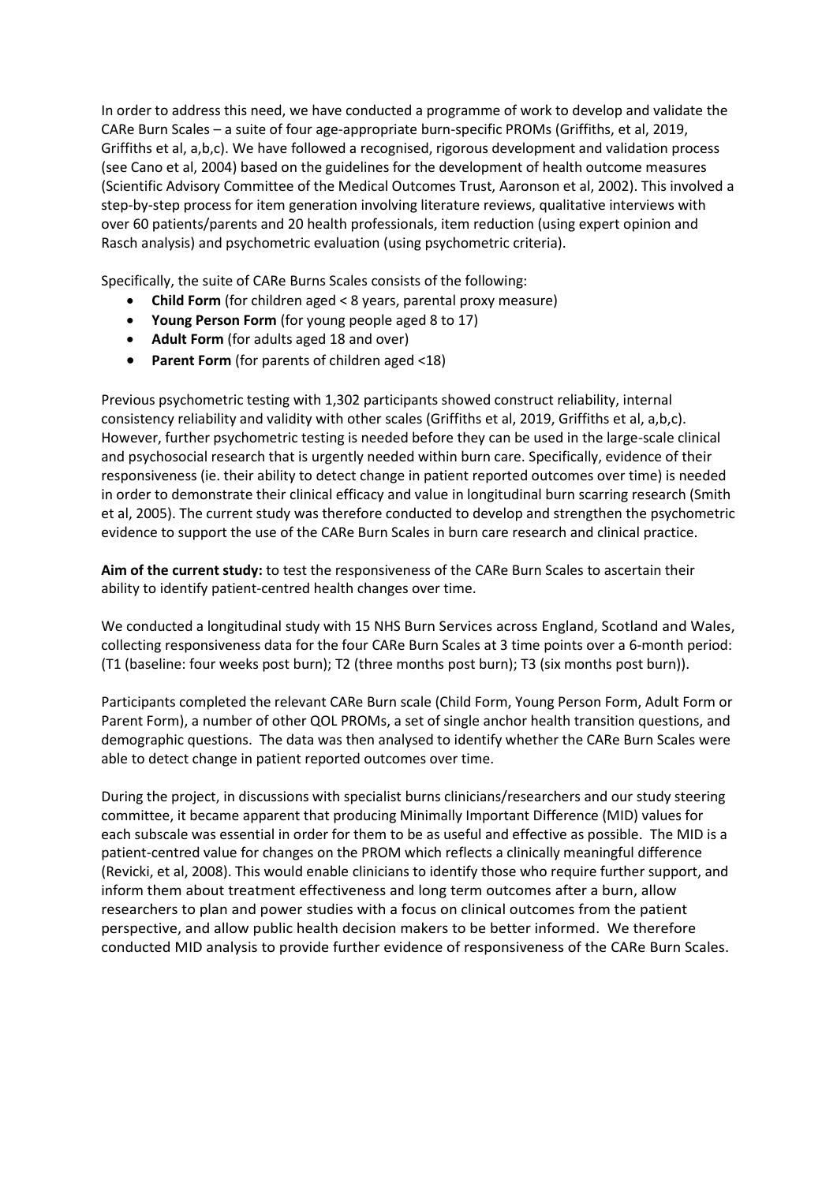In order to address this need, we have conducted a programme of work to develop and validate the CARe Burn Scales – a suite of four age-appropriate burn-specific PROMs (Griffiths, et al, 2019, Griffiths et al, a,b,c). We have followed a recognised, rigorous development and validation process (see Cano et al, 2004) based on the guidelines for the development of health outcome measures (Scientific Advisory Committee of the Medical Outcomes Trust, Aaronson et al, 2002). This involved a step-by-step process for item generation involving literature reviews, qualitative interviews with over 60 patients/parents and 20 health professionals, item reduction (using expert opinion and Rasch analysis) and psychometric evaluation (using psychometric criteria).

Specifically, the suite of CARe Burns Scales consists of the following:

- **Child Form** (for children aged < 8 years, parental proxy measure)
- **Young Person Form** (for young people aged 8 to 17)
- **Adult Form** (for adults aged 18 and over)
- **Parent Form** (for parents of children aged <18)

Previous psychometric testing with 1,302 participants showed construct reliability, internal consistency reliability and validity with other scales (Griffiths et al, 2019, Griffiths et al, a,b,c). However, further psychometric testing is needed before they can be used in the large-scale clinical and psychosocial research that is urgently needed within burn care. Specifically, evidence of their responsiveness (ie. their ability to detect change in patient reported outcomes over time) is needed in order to demonstrate their clinical efficacy and value in longitudinal burn scarring research (Smith et al, 2005). The current study was therefore conducted to develop and strengthen the psychometric evidence to support the use of the CARe Burn Scales in burn care research and clinical practice.

**Aim of the current study:** to test the responsiveness of the CARe Burn Scales to ascertain their ability to identify patient-centred health changes over time.

We conducted a longitudinal study with 15 NHS Burn Services across England, Scotland and Wales, collecting responsiveness data for the four CARe Burn Scales at 3 time points over a 6-month period: (T1 (baseline: four weeks post burn); T2 (three months post burn); T3 (six months post burn)).

Participants completed the relevant CARe Burn scale (Child Form, Young Person Form, Adult Form or Parent Form), a number of other QOL PROMs, a set of single anchor health transition questions, and demographic questions. The data was then analysed to identify whether the CARe Burn Scales were able to detect change in patient reported outcomes over time.

During the project, in discussions with specialist burns clinicians/researchers and our study steering committee, it became apparent that producing Minimally Important Difference (MID) values for each subscale was essential in order for them to be as useful and effective as possible. The MID is a patient-centred value for changes on the PROM which reflects a clinically meaningful difference (Revicki, et al, 2008). This would enable clinicians to identify those who require further support, and inform them about treatment effectiveness and long term outcomes after a burn, allow researchers to plan and power studies with a focus on clinical outcomes from the patient perspective, and allow public health decision makers to be better informed. We therefore conducted MID analysis to provide further evidence of responsiveness of the CARe Burn Scales.